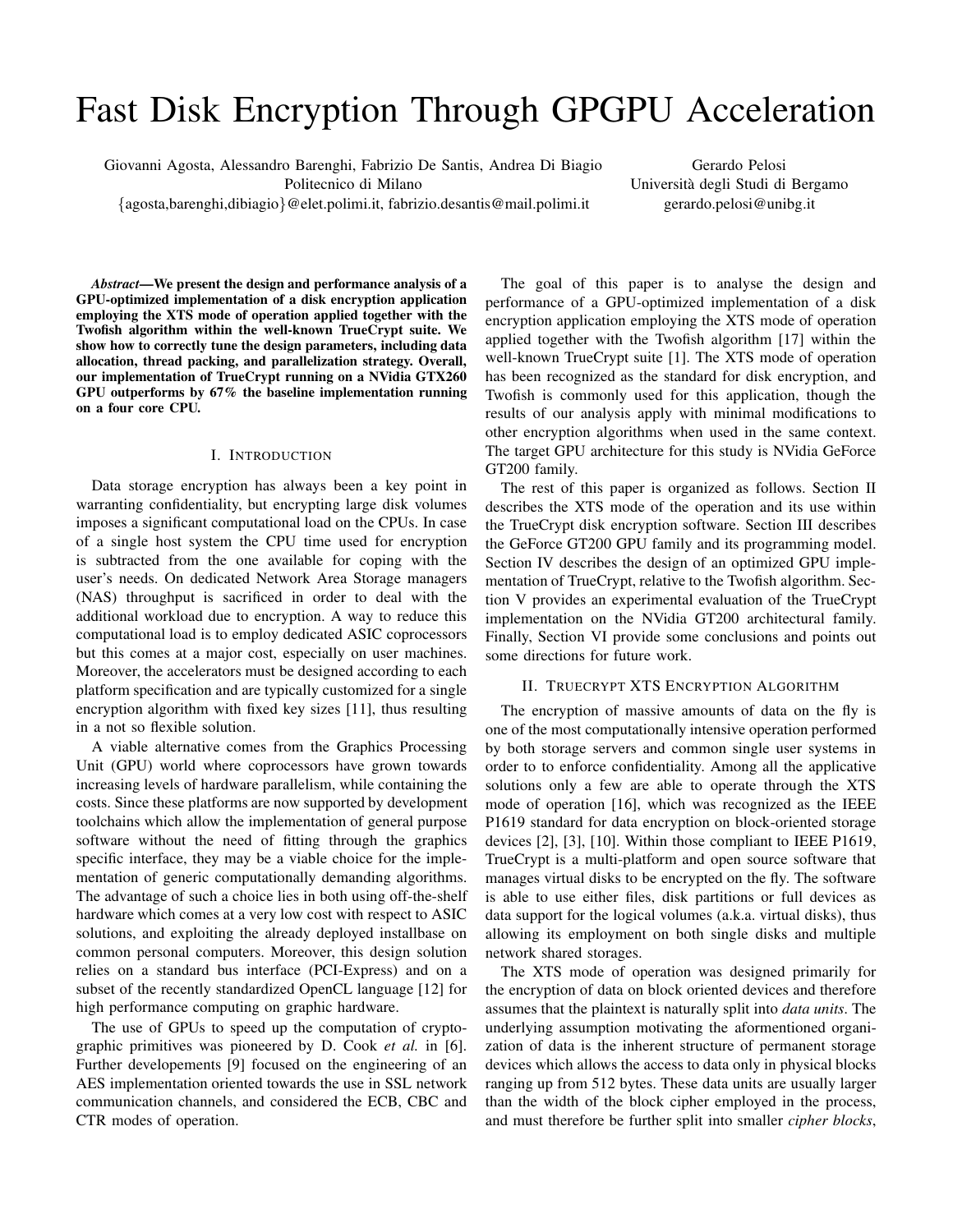# Fast Disk Encryption Through GPGPU Acceleration

Giovanni Agosta, Alessandro Barenghi, Fabrizio De Santis, Andrea Di Biagio
Politecnico di Milano
{agosta,barenghi,dibiagio}@elet.polimi.it, fabrizio.desantis@mail.polimi.it

Gerardo Pelosi
Università degli Studi di Bergamo
gerardo.pelosi@unibg.it

***Abstract*—We present the design and performance analysis of a GPU-optimized implementation of a disk encryption application employing the XTS mode of operation applied together with the Twofish algorithm within the well-known TrueCrypt suite. We show how to correctly tune the design parameters, including data allocation, thread packing, and parallelization strategy. Overall, our implementation of TrueCrypt running on a NVidia GTX260 GPU outperforms by 67% the baseline implementation running on a four core CPU.**

## I. Introduction

Data storage encryption has always been a key point in warranting confidentiality, but encrypting large disk volumes imposes a significant computational load on the CPUs. In case of a single host system the CPU time used for encryption is subtracted from the one available for coping with the user's needs. On dedicated Network Area Storage managers (NAS) throughput is sacrificed in order to deal with the additional workload due to encryption. A way to reduce this computational load is to employ dedicated ASIC coprocessors but this comes at a major cost, especially on user machines. Moreover, the accelerators must be designed according to each platform specification and are typically customized for a single encryption algorithm with fixed key sizes [11], thus resulting in a not so flexible solution.

A viable alternative comes from the Graphics Processing Unit (GPU) world where coprocessors have grown towards increasing levels of hardware parallelism, while containing the costs. Since these platforms are now supported by development toolchains which allow the implementation of general purpose software without the need of fitting through the graphics specific interface, they may be a viable choice for the implementation of generic computationally demanding algorithms. The advantage of such a choice lies in both using off-the-shelf hardware which comes at a very low cost with respect to ASIC solutions, and exploiting the already deployed installbase on common personal computers. Moreover, this design solution relies on a standard bus interface (PCI-Express) and on a subset of the recently standardized OpenCL language [12] for high performance computing on graphic hardware.

The use of GPUs to speed up the computation of cryptographic primitives was pioneered by D. Cook *et al.* in [6]. Further developements [9] focused on the engineering of an AES implementation oriented towards the use in SSL network communication channels, and considered the ECB, CBC and CTR modes of operation.

The goal of this paper is to analyse the design and performance of a GPU-optimized implementation of a disk encryption application employing the XTS mode of operation applied together with the Twofish algorithm [17] within the well-known TrueCrypt suite [1]. The XTS mode of operation has been recognized as the standard for disk encryption, and Twofish is commonly used for this application, though the results of our analysis apply with minimal modifications to other encryption algorithms when used in the same context. The target GPU architecture for this study is NVidia GeForce GT200 family.

The rest of this paper is organized as follows. Section II describes the XTS mode of the operation and its use within the TrueCrypt disk encryption software. Section III describes the GeForce GT200 GPU family and its programming model. Section IV describes the design of an optimized GPU implementation of TrueCrypt, relative to the Twofish algorithm. Section V provides an experimental evaluation of the TrueCrypt implementation on the NVidia GT200 architectural family. Finally, Section VI provide some conclusions and points out some directions for future work.

## II. Truecrypt XTS Encryption Algorithm

The encryption of massive amounts of data on the fly is one of the most computationally intensive operation performed by both storage servers and common single user systems in order to to enforce confidentiality. Among all the applicative solutions only a few are able to operate through the XTS mode of operation [16], which was recognized as the IEEE P1619 standard for data encryption on block-oriented storage devices [2], [3], [10]. Within those compliant to IEEE P1619, TrueCrypt is a multi-platform and open source software that manages virtual disks to be encrypted on the fly. The software is able to use either files, disk partitions or full devices as data support for the logical volumes (a.k.a. virtual disks), thus allowing its employment on both single disks and multiple network shared storages.

The XTS mode of operation was designed primarily for the encryption of data on block oriented devices and therefore assumes that the plaintext is naturally split into *data units*. The underlying assumption motivating the aformentioned organization of data is the inherent structure of permanent storage devices which allows the access to data only in physical blocks ranging up from 512 bytes. These data units are usually larger than the width of the block cipher employed in the process, and must therefore be further split into smaller *cipher blocks*,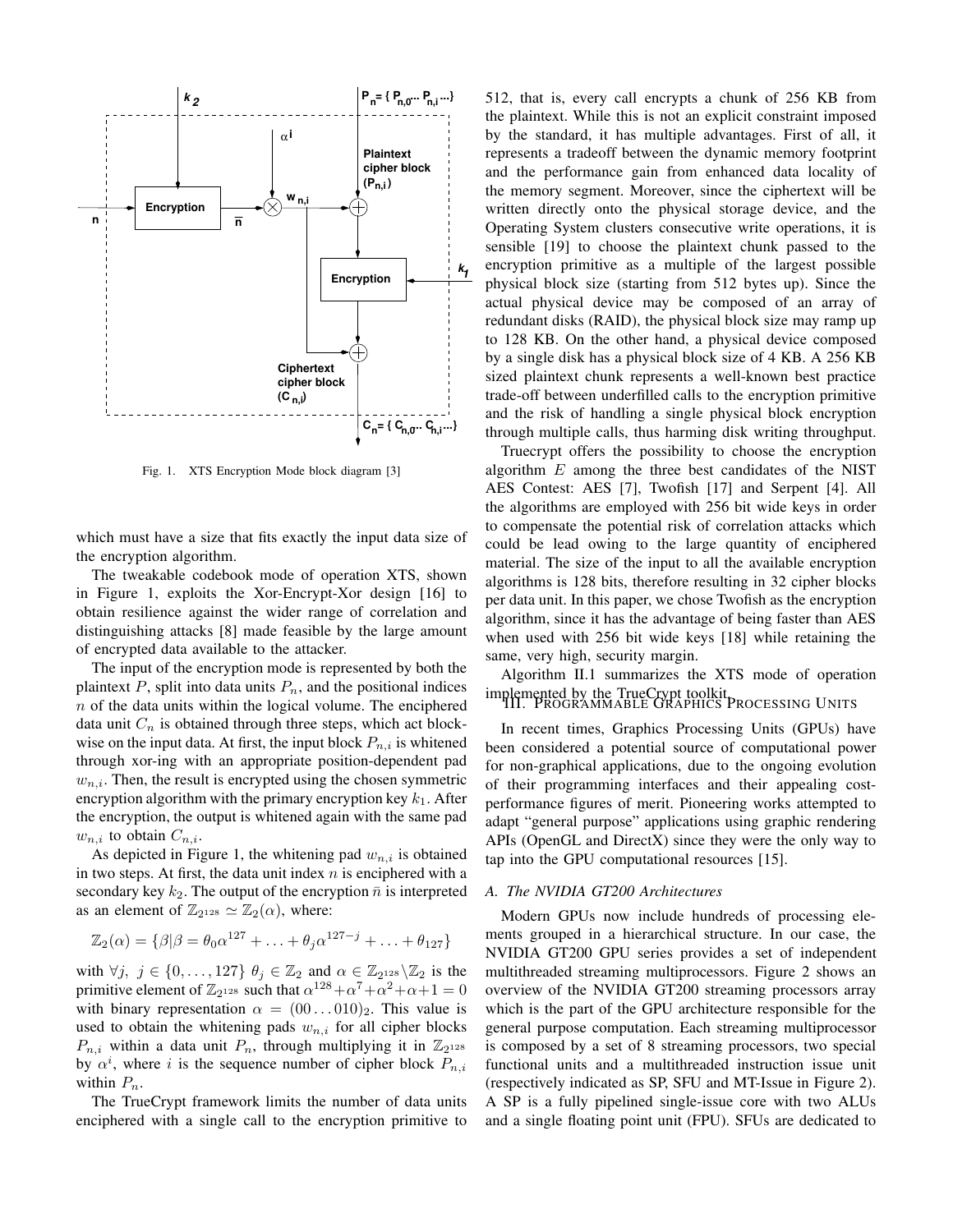Fig. 1. XTS Encryption Mode block diagram [3]

which must have a size that fits exactly the input data size of the encryption algorithm.

The tweakable codebook mode of operation XTS, shown in Figure 1, exploits the Xor-Encrypt-Xor design [16] to obtain resilience against the wider range of correlation and distinguishing attacks [8] made feasible by the large amount of encrypted data available to the attacker.

The input of the encryption mode is represented by both the plaintext $P$, split into data units $P_n$, and the positional indices $n$ of the data units within the logical volume. The enciphered data unit $C_n$ is obtained through three steps, which act block-wise on the input data. At first, the input block $P_{n,i}$ is whitened through xor-ing with an appropriate position-dependent pad $w_{n,i}$. Then, the result is encrypted using the chosen symmetric encryption algorithm with the primary encryption key $k_1$. After the encryption, the output is whitened again with the same pad $w_{n,i}$ to obtain $C_{n,i}$.

As depicted in Figure 1, the whitening pad $w_{n,i}$ is obtained in two steps. At first, the data unit index $n$ is enciphered with a secondary key $k_2$. The output of the encryption $\bar{n}$ is interpreted as an element of $\mathbb{Z}_{2^{128}} \simeq \mathbb{Z}_2(\alpha)$, where:

$$\mathbb{Z}_2(\alpha) = \{\beta | \beta = \theta_0\alpha^{127} + \ldots + \theta_j\alpha^{127-j} + \ldots + \theta_{127}\}$$

with $\forall j,\ j \in \{0, \ldots, 127\}\ \theta_j \in \mathbb{Z}_2$ and $\alpha \in \mathbb{Z}_{2^{128}} \backslash \mathbb{Z}_2$ is the primitive element of $\mathbb{Z}_{2^{128}}$ such that $\alpha^{128} + \alpha^7 + \alpha^2 + \alpha + 1 = 0$ with binary representation $\alpha = (00\ldots010)_2$. This value is used to obtain the whitening pads $w_{n,i}$ for all cipher blocks $P_{n,i}$ within a data unit $P_n$, through multiplying it in $\mathbb{Z}_{2^{128}}$ by $\alpha^i$, where $i$ is the sequence number of cipher block $P_{n,i}$ within $P_n$.

The TrueCrypt framework limits the number of data units enciphered with a single call to the encryption primitive to 512, that is, every call encrypts a chunk of 256 KB from the plaintext. While this is not an explicit constraint imposed by the standard, it has multiple advantages. First of all, it represents a tradeoff between the dynamic memory footprint and the performance gain from enhanced data locality of the memory segment. Moreover, since the ciphertext will be written directly onto the physical storage device, and the Operating System clusters consecutive write operations, it is sensible [19] to choose the plaintext chunk passed to the encryption primitive as a multiple of the largest possible physical block size (starting from 512 bytes up). Since the actual physical device may be composed of an array of redundant disks (RAID), the physical block size may ramp up to 128 KB. On the other hand, a physical device composed by a single disk has a physical block size of 4 KB. A 256 KB sized plaintext chunk represents a well-known best practice trade-off between underfilled calls to the encryption primitive and the risk of handling a single physical block encryption through multiple calls, thus harming disk writing throughput.

Truecrypt offers the possibility to choose the encryption algorithm $E$ among the three best candidates of the NIST AES Contest: AES [7], Twofish [17] and Serpent [4]. All the algorithms are employed with 256 bit wide keys in order to compensate the potential risk of correlation attacks which could be lead owing to the large quantity of enciphered material. The size of the input to all the available encryption algorithms is 128 bits, therefore resulting in 32 cipher blocks per data unit. In this paper, we chose Twofish as the encryption algorithm, since it has the advantage of being faster than AES when used with 256 bit wide keys [18] while retaining the same, very high, security margin.

Algorithm II.1 summarizes the XTS mode of operation implemented by the TrueCrypt toolkit.

## III. Programmable Graphics Processing Units

In recent times, Graphics Processing Units (GPUs) have been considered a potential source of computational power for non-graphical applications, due to the ongoing evolution of their programming interfaces and their appealing cost-performance figures of merit. Pioneering works attempted to adapt "general purpose" applications using graphic rendering APIs (OpenGL and DirectX) since they were the only way to tap into the GPU computational resources [15].

### A. The NVIDIA GT200 Architectures

Modern GPUs now include hundreds of processing elements grouped in a hierarchical structure. In our case, the NVIDIA GT200 GPU series provides a set of independent multithreaded streaming multiprocessors. Figure 2 shows an overview of the NVIDIA GT200 streaming processors array which is the part of the GPU architecture responsible for the general purpose computation. Each streaming multiprocessor is composed by a set of 8 streaming processors, two special functional units and a multithreaded instruction issue unit (respectively indicated as SP, SFU and MT-Issue in Figure 2). A SP is a fully pipelined single-issue core with two ALUs and a single floating point unit (FPU). SFUs are dedicated to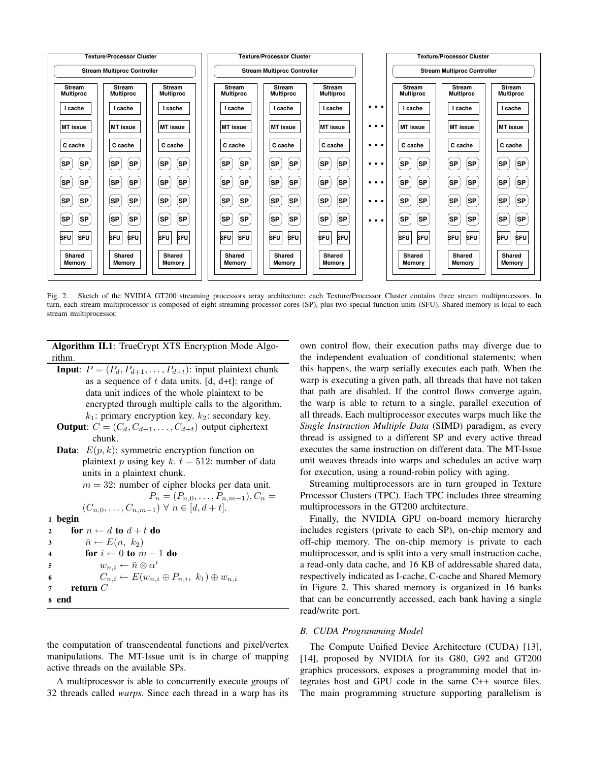Fig. 2. Sketch of the NVIDIA GT200 streaming processors array architecture: each Texture/Processor Cluster contains three stream multiprocessors. In turn, each stream multiprocessor is composed of eight streaming processor cores (SP), plus two special function units (SFU). Shared memory is local to each stream multiprocessor.

**Algorithm II.1**: TrueCrypt XTS Encryption Mode Algorithm.

**Input**: $P = (P_d, P_{d+1}, \ldots, P_{d+t})$: input plaintext chunk as a sequence of $t$ data units. [d, d+t]: range of data unit indices of the whole plaintext to be encrypted through multiple calls to the algorithm. $k_1$: primary encryption key. $k_2$: secondary key.

**Output**: $C = (C_d, C_{d+1}, \ldots, C_{d+t})$ output ciphertext chunk.

**Data**: $E(p, k)$: symmetric encryption function on plaintext $p$ using key $k$. $t = 512$: number of data units in a plaintext chunk.
$m = 32$: number of cipher blocks per data unit.
$P_n = (P_{n,0}, \ldots, P_{n,m-1}), C_n = (C_{n,0}, \ldots, C_{n,m-1}) \; \forall \; n \in [d, d+t]$.

```
1 begin
2     for n ← d to d + t do
3         n̄ ← E(n, k_2)
4         for i ← 0 to m − 1 do
5             w_{n,i} ← n̄ ⊗ α^i
6             C_{n,i} ← E(w_{n,i} ⊕ P_{n,i}, k_1) ⊕ w_{n,i}
7     return C
8 end
```

the computation of transcendental functions and pixel/vertex manipulations. The MT-Issue unit is in charge of mapping active threads on the available SPs.

A multiprocessor is able to concurrently execute groups of 32 threads called *warps*. Since each thread in a warp has its own control flow, their execution paths may diverge due to the independent evaluation of conditional statements; when this happens, the warp serially executes each path. When the warp is executing a given path, all threads that have not taken that path are disabled. If the control flows converge again, the warp is able to return to a single, parallel execution of all threads. Each multiprocessor executes warps much like the *Single Instruction Multiple Data* (SIMD) paradigm, as every thread is assigned to a different SP and every active thread executes the same instruction on different data. The MT-Issue unit weaves threads into warps and schedules an active warp for execution, using a round-robin policy with aging.

Streaming multiprocessors are in turn grouped in Texture Processor Clusters (TPC). Each TPC includes three streaming multiprocessors in the GT200 architecture.

Finally, the NVIDIA GPU on-board memory hierarchy includes registers (private to each SP), on-chip memory and off-chip memory. The on-chip memory is private to each multiprocessor, and is split into a very small instruction cache, a read-only data cache, and 16 KB of addressable shared data, respectively indicated as I-cache, C-cache and Shared Memory in Figure 2. This shared memory is organized in 16 banks that can be concurrently accessed, each bank having a single read/write port.

### B. CUDA Programming Model

The Compute Unified Device Architecture (CUDA) [13], [14], proposed by NVIDIA for its G80, G92 and GT200 graphics processors, exposes a programming model that integrates host and GPU code in the same C++ source files. The main programming structure supporting parallelism is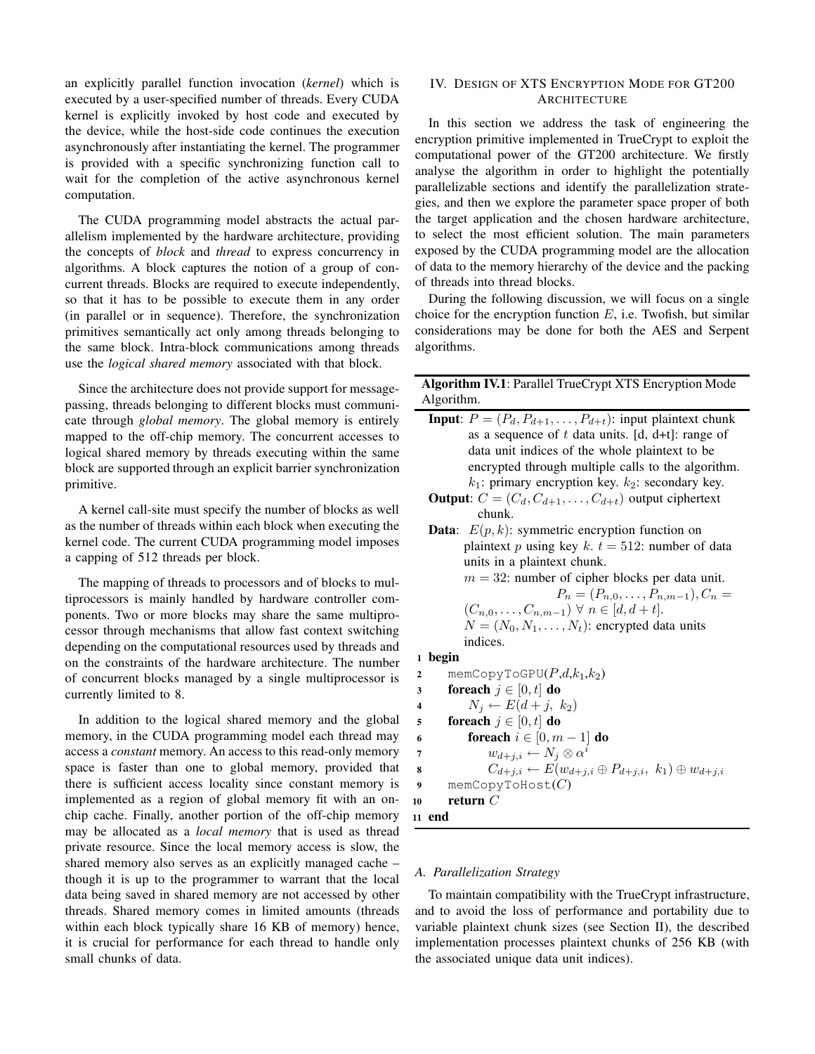an explicitly parallel function invocation (*kernel*) which is executed by a user-specified number of threads. Every CUDA kernel is explicitly invoked by host code and executed by the device, while the host-side code continues the execution asynchronously after instantiating the kernel. The programmer is provided with a specific synchronizing function call to wait for the completion of the active asynchronous kernel computation.

The CUDA programming model abstracts the actual parallelism implemented by the hardware architecture, providing the concepts of *block* and *thread* to express concurrency in algorithms. A block captures the notion of a group of concurrent threads. Blocks are required to execute independently, so that it has to be possible to execute them in any order (in parallel or in sequence). Therefore, the synchronization primitives semantically act only among threads belonging to the same block. Intra-block communications among threads use the *logical shared memory* associated with that block.

Since the architecture does not provide support for message-passing, threads belonging to different blocks must communicate through *global memory*. The global memory is entirely mapped to the off-chip memory. The concurrent accesses to logical shared memory by threads executing within the same block are supported through an explicit barrier synchronization primitive.

A kernel call-site must specify the number of blocks as well as the number of threads within each block when executing the kernel code. The current CUDA programming model imposes a capping of 512 threads per block.

The mapping of threads to processors and of blocks to multiprocessors is mainly handled by hardware controller components. Two or more blocks may share the same multiprocessor through mechanisms that allow fast context switching depending on the computational resources used by threads and on the constraints of the hardware architecture. The number of concurrent blocks managed by a single multiprocessor is currently limited to 8.

In addition to the logical shared memory and the global memory, in the CUDA programming model each thread may access a *constant* memory. An access to this read-only memory space is faster than one to global memory, provided that there is sufficient access locality since constant memory is implemented as a region of global memory fit with an on-chip cache. Finally, another portion of the off-chip memory may be allocated as a *local memory* that is used as thread private resource. Since the local memory access is slow, the shared memory also serves as an explicitly managed cache – though it is up to the programmer to warrant that the local data being saved in shared memory are not accessed by other threads. Shared memory comes in limited amounts (threads within each block typically share 16 KB of memory) hence, it is crucial for performance for each thread to handle only small chunks of data.

## IV. Design of XTS Encryption Mode for GT200 Architecture

In this section we address the task of engineering the encryption primitive implemented in TrueCrypt to exploit the computational power of the GT200 architecture. We firstly analyse the algorithm in order to highlight the potentially parallelizable sections and identify the parallelization strategies, and then we explore the parameter space proper of both the target application and the chosen hardware architecture, to select the most efficient solution. The main parameters exposed by the CUDA programming model are the allocation of data to the memory hierarchy of the device and the packing of threads into thread blocks.

During the following discussion, we will focus on a single choice for the encryption function $E$, i.e. Twofish, but similar considerations may be done for both the AES and Serpent algorithms.

**Algorithm IV.1**: Parallel TrueCrypt XTS Encryption Mode Algorithm.

**Input**: $P = (P_d, P_{d+1}, \ldots, P_{d+t})$: input plaintext chunk as a sequence of $t$ data units. [d, d+t]: range of data unit indices of the whole plaintext to be encrypted through multiple calls to the algorithm. $k_1$: primary encryption key. $k_2$: secondary key.

**Output**: $C = (C_d, C_{d+1}, \ldots, C_{d+t})$ output ciphertext chunk.

**Data**: $E(p, k)$: symmetric encryption function on plaintext $p$ using key $k$. $t = 512$: number of data units in a plaintext chunk.
$m = 32$: number of cipher blocks per data unit.
$P_n = (P_{n,0}, \ldots, P_{n,m-1}), C_n = (C_{n,0}, \ldots, C_{n,m-1}) \ \forall \ n \in [d, d+t]$.
$N = (N_0, N_1, \ldots, N_t)$: encrypted data units indices.

1 **begin**
2 &nbsp;&nbsp;&nbsp;&nbsp;memCopyToGPU($P$,$d$,$k_1$,$k_2$)
3 &nbsp;&nbsp;&nbsp;&nbsp;**foreach** $j \in [0, t]$ **do**
4 &nbsp;&nbsp;&nbsp;&nbsp;&nbsp;&nbsp;&nbsp;&nbsp;$N_j \leftarrow E(d + j, \ k_2)$
5 &nbsp;&nbsp;&nbsp;&nbsp;**foreach** $j \in [0, t]$ **do**
6 &nbsp;&nbsp;&nbsp;&nbsp;&nbsp;&nbsp;&nbsp;&nbsp;**foreach** $i \in [0, m-1]$ **do**
7 &nbsp;&nbsp;&nbsp;&nbsp;&nbsp;&nbsp;&nbsp;&nbsp;&nbsp;&nbsp;&nbsp;&nbsp;$w_{d+j,i} \leftarrow N_j \otimes \alpha^i$
8 &nbsp;&nbsp;&nbsp;&nbsp;&nbsp;&nbsp;&nbsp;&nbsp;&nbsp;&nbsp;&nbsp;&nbsp;$C_{d+j,i} \leftarrow E(w_{d+j,i} \oplus P_{d+j,i}, \ k_1) \oplus w_{d+j,i}$
9 &nbsp;&nbsp;&nbsp;&nbsp;memCopyToHost($C$)
10 &nbsp;&nbsp;&nbsp;**return** $C$
11 **end**

### A. Parallelization Strategy

To maintain compatibility with the TrueCrypt infrastructure, and to avoid the loss of performance and portability due to variable plaintext chunk sizes (see Section II), the described implementation processes plaintext chunks of 256 KB (with the associated unique data unit indices).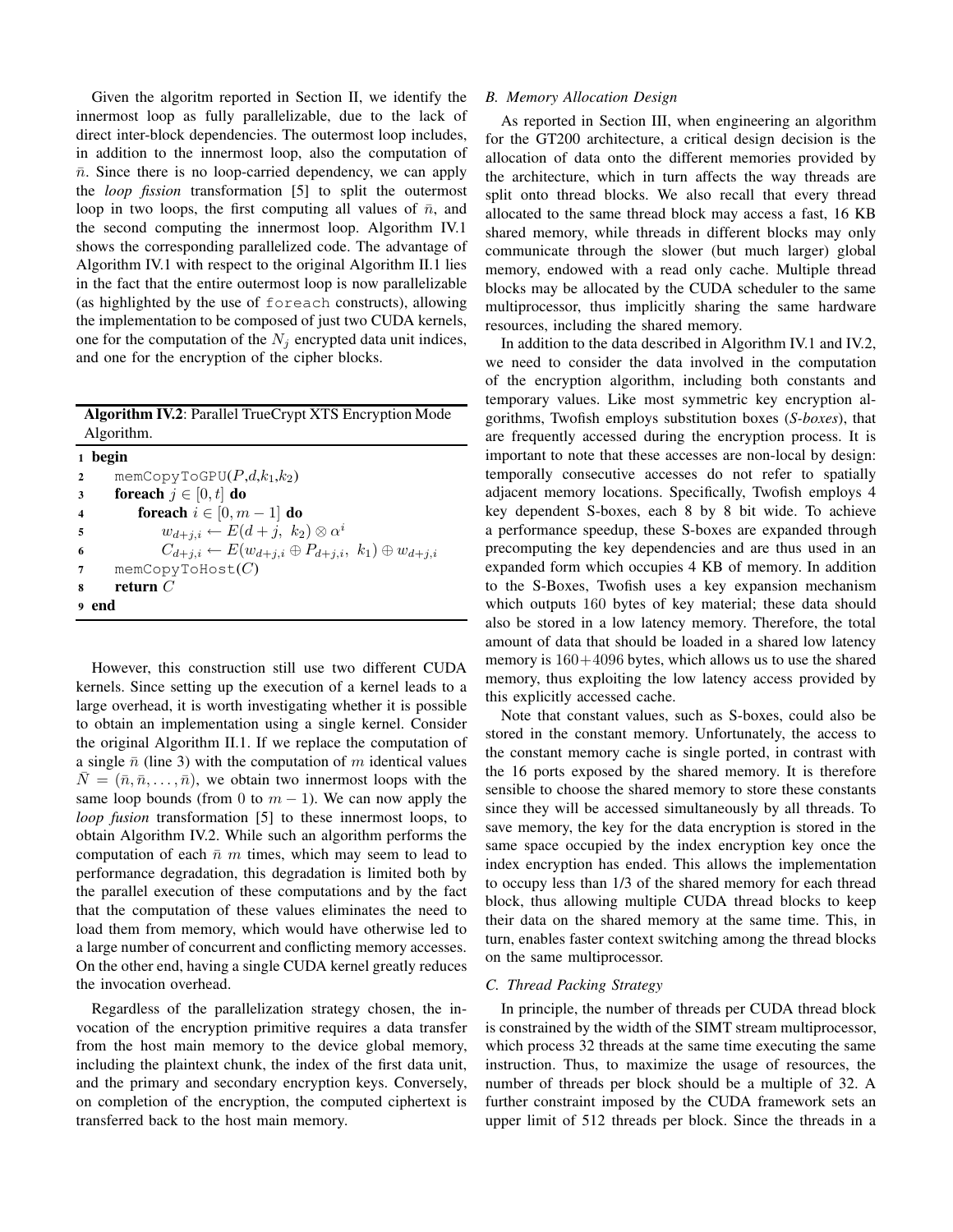Given the algoritm reported in Section II, we identify the innermost loop as fully parallelizable, due to the lack of direct inter-block dependencies. The outermost loop includes, in addition to the innermost loop, also the computation of $\bar{n}$. Since there is no loop-carried dependency, we can apply the *loop fission* transformation [5] to split the outermost loop in two loops, the first computing all values of $\bar{n}$, and the second computing the innermost loop. Algorithm IV.1 shows the corresponding parallelized code. The advantage of Algorithm IV.1 with respect to the original Algorithm II.1 lies in the fact that the entire outermost loop is now parallelizable (as highlighted by the use of `foreach` constructs), allowing the implementation to be composed of just two CUDA kernels, one for the computation of the $N_j$ encrypted data unit indices, and one for the encryption of the cipher blocks.

**Algorithm IV.2**: Parallel TrueCrypt XTS Encryption Mode Algorithm.

```
1 begin
2     memCopyToGPU(P,d,k1,k2)
3     foreach j ∈ [0, t] do
4         foreach i ∈ [0, m − 1] do
5             w_{d+j,i} ← E(d + j, k2) ⊗ α^i
6             C_{d+j,i} ← E(w_{d+j,i} ⊕ P_{d+j,i}, k1) ⊕ w_{d+j,i}
7     memCopyToHost(C)
8     return C
9 end
```

However, this construction still use two different CUDA kernels. Since setting up the execution of a kernel leads to a large overhead, it is worth investigating whether it is possible to obtain an implementation using a single kernel. Consider the original Algorithm II.1. If we replace the computation of a single $\bar{n}$ (line 3) with the computation of $m$ identical values $\bar{N} = (\bar{n}, \bar{n}, \ldots, \bar{n})$, we obtain two innermost loops with the same loop bounds (from 0 to $m-1$). We can now apply the *loop fusion* transformation [5] to these innermost loops, to obtain Algorithm IV.2. While such an algorithm performs the computation of each $\bar{n}$ $m$ times, which may seem to lead to performance degradation, this degradation is limited both by the parallel execution of these computations and by the fact that the computation of these values eliminates the need to load them from memory, which would have otherwise led to a large number of concurrent and conflicting memory accesses. On the other end, having a single CUDA kernel greatly reduces the invocation overhead.

Regardless of the parallelization strategy chosen, the invocation of the encryption primitive requires a data transfer from the host main memory to the device global memory, including the plaintext chunk, the index of the first data unit, and the primary and secondary encryption keys. Conversely, on completion of the encryption, the computed ciphertext is transferred back to the host main memory.

### B. Memory Allocation Design

As reported in Section III, when engineering an algorithm for the GT200 architecture, a critical design decision is the allocation of data onto the different memories provided by the architecture, which in turn affects the way threads are split onto thread blocks. We also recall that every thread allocated to the same thread block may access a fast, 16 KB shared memory, while threads in different blocks may only communicate through the slower (but much larger) global memory, endowed with a read only cache. Multiple thread blocks may be allocated by the CUDA scheduler to the same multiprocessor, thus implicitly sharing the same hardware resources, including the shared memory.

In addition to the data described in Algorithm IV.1 and IV.2, we need to consider the data involved in the computation of the encryption algorithm, including both constants and temporary values. Like most symmetric key encryption algorithms, Twofish employs substitution boxes (*S-boxes*), that are frequently accessed during the encryption process. It is important to note that these accesses are non-local by design: temporally consecutive accesses do not refer to spatially adjacent memory locations. Specifically, Twofish employs 4 key dependent S-boxes, each 8 by 8 bit wide. To achieve a performance speedup, these S-boxes are expanded through precomputing the key dependencies and are thus used in an expanded form which occupies 4 KB of memory. In addition to the S-Boxes, Twofish uses a key expansion mechanism which outputs 160 bytes of key material; these data should also be stored in a low latency memory. Therefore, the total amount of data that should be loaded in a shared low latency memory is $160+4096$ bytes, which allows us to use the shared memory, thus exploiting the low latency access provided by this explicitly accessed cache.

Note that constant values, such as S-boxes, could also be stored in the constant memory. Unfortunately, the access to the constant memory cache is single ported, in contrast with the 16 ports exposed by the shared memory. It is therefore sensible to choose the shared memory to store these constants since they will be accessed simultaneously by all threads. To save memory, the key for the data encryption is stored in the same space occupied by the index encryption key once the index encryption has ended. This allows the implementation to occupy less than 1/3 of the shared memory for each thread block, thus allowing multiple CUDA thread blocks to keep their data on the shared memory at the same time. This, in turn, enables faster context switching among the thread blocks on the same multiprocessor.

### C. Thread Packing Strategy

In principle, the number of threads per CUDA thread block is constrained by the width of the SIMT stream multiprocessor, which process 32 threads at the same time executing the same instruction. Thus, to maximize the usage of resources, the number of threads per block should be a multiple of 32. A further constraint imposed by the CUDA framework sets an upper limit of 512 threads per block. Since the threads in a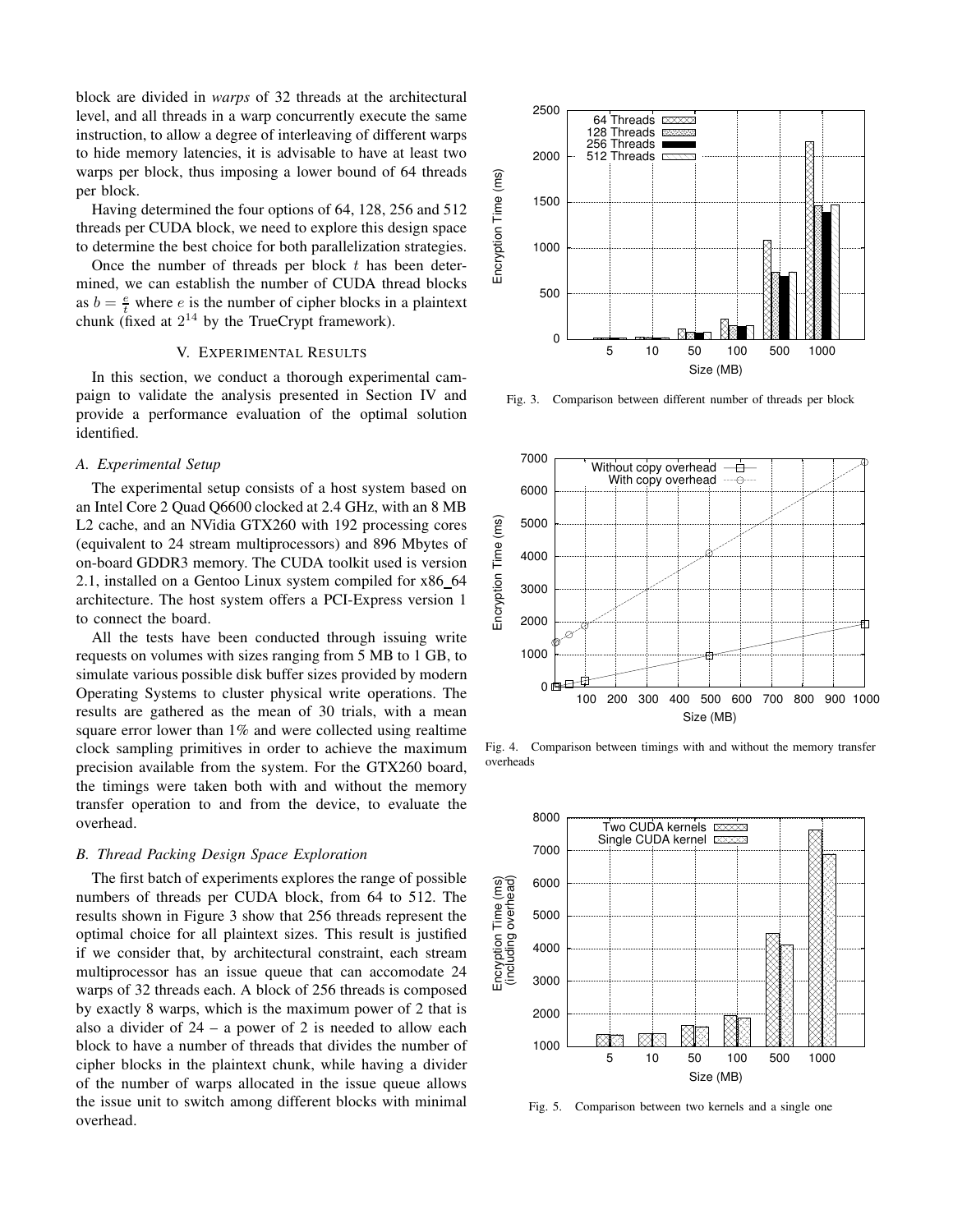block are divided in *warps* of 32 threads at the architectural level, and all threads in a warp concurrently execute the same instruction, to allow a degree of interleaving of different warps to hide memory latencies, it is advisable to have at least two warps per block, thus imposing a lower bound of 64 threads per block.

Having determined the four options of 64, 128, 256 and 512 threads per CUDA block, we need to explore this design space to determine the best choice for both parallelization strategies.

Once the number of threads per block $t$ has been determined, we can establish the number of CUDA thread blocks as $b = \frac{e}{t}$ where $e$ is the number of cipher blocks in a plaintext chunk (fixed at $2^{14}$ by the TrueCrypt framework).

## V. Experimental Results

In this section, we conduct a thorough experimental campaign to validate the analysis presented in Section IV and provide a performance evaluation of the optimal solution identified.

### A. Experimental Setup

The experimental setup consists of a host system based on an Intel Core 2 Quad Q6600 clocked at 2.4 GHz, with an 8 MB L2 cache, and an NVidia GTX260 with 192 processing cores (equivalent to 24 stream multiprocessors) and 896 Mbytes of on-board GDDR3 memory. The CUDA toolkit used is version 2.1, installed on a Gentoo Linux system compiled for x86_64 architecture. The host system offers a PCI-Express version 1 to connect the board.

All the tests have been conducted through issuing write requests on volumes with sizes ranging from 5 MB to 1 GB, to simulate various possible disk buffer sizes provided by modern Operating Systems to cluster physical write operations. The results are gathered as the mean of 30 trials, with a mean square error lower than 1% and were collected using realtime clock sampling primitives in order to achieve the maximum precision available from the system. For the GTX260 board, the timings were taken both with and without the memory transfer operation to and from the device, to evaluate the overhead.

### B. Thread Packing Design Space Exploration

The first batch of experiments explores the range of possible numbers of threads per CUDA block, from 64 to 512. The results shown in Figure 3 show that 256 threads represent the optimal choice for all plaintext sizes. This result is justified if we consider that, by architectural constraint, each stream multiprocessor has an issue queue that can accomodate 24 warps of 32 threads each. A block of 256 threads is composed by exactly 8 warps, which is the maximum power of 2 that is also a divider of 24 – a power of 2 is needed to allow each block to have a number of threads that divides the number of cipher blocks in the plaintext chunk, while having a divider of the number of warps allocated in the issue queue allows the issue unit to switch among different blocks with minimal overhead.

Fig. 3. Comparison between different number of threads per block

Fig. 4. Comparison between timings with and without the memory transfer overheads

Fig. 5. Comparison between two kernels and a single one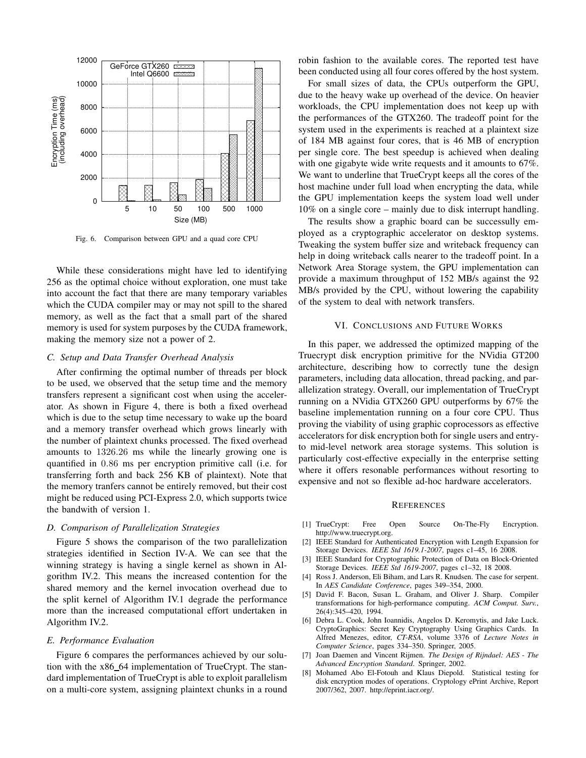Fig. 6. Comparison between GPU and a quad core CPU

While these considerations might have led to identifying 256 as the optimal choice without exploration, one must take into account the fact that there are many temporary variables which the CUDA compiler may or may not spill to the shared memory, as well as the fact that a small part of the shared memory is used for system purposes by the CUDA framework, making the memory size not a power of 2.

### C. Setup and Data Transfer Overhead Analysis

After confirming the optimal number of threads per block to be used, we observed that the setup time and the memory transfers represent a significant cost when using the accelerator. As shown in Figure 4, there is both a fixed overhead which is due to the setup time necessary to wake up the board and a memory transfer overhead which grows linearly with the number of plaintext chunks processed. The fixed overhead amounts to $1326.26$ ms while the linearly growing one is quantified in $0.86$ ms per encryption primitive call (i.e. for transferring forth and back 256 KB of plaintext). Note that the memory tranfers cannot be entirely removed, but their cost might be reduced using PCI-Express 2.0, which supports twice the bandwith of version 1.

### D. Comparison of Parallelization Strategies

Figure 5 shows the comparison of the two parallelization strategies identified in Section IV-A. We can see that the winning strategy is having a single kernel as shown in Algorithm IV.2. This means the increased contention for the shared memory and the kernel invocation overhead due to the split kernel of Algorithm IV.1 degrade the performance more than the increased computational effort undertaken in Algorithm IV.2.

### E. Performance Evaluation

Figure 6 compares the performances achieved by our solution with the x86_64 implementation of TrueCrypt. The standard implementation of TrueCrypt is able to exploit parallelism on a multi-core system, assigning plaintext chunks in a round robin fashion to the available cores. The reported test have been conducted using all four cores offered by the host system.

For small sizes of data, the CPUs outperform the GPU, due to the heavy wake up overhead of the device. On heavier workloads, the CPU implementation does not keep up with the performances of the GTX260. The tradeoff point for the system used in the experiments is reached at a plaintext size of 184 MB against four cores, that is 46 MB of encryption per single core. The best speedup is achieved when dealing with one gigabyte wide write requests and it amounts to 67%. We want to underline that TrueCrypt keeps all the cores of the host machine under full load when encrypting the data, while the GPU implementation keeps the system load well under 10% on a single core – mainly due to disk interrupt handling.

The results show a graphic board can be successully employed as a cryptographic accelerator on desktop systems. Tweaking the system buffer size and writeback frequency can help in doing writeback calls nearer to the tradeoff point. In a Network Area Storage system, the GPU implementation can provide a maximum throughput of 152 MB/s against the 92 MB/s provided by the CPU, without lowering the capability of the system to deal with network transfers.

## VI. Conclusions and Future Works

In this paper, we addressed the optimized mapping of the Truecrypt disk encryption primitive for the NVidia GT200 architecture, describing how to correctly tune the design parameters, including data allocation, thread packing, and parallelization strategy. Overall, our implementation of TrueCrypt running on a NVidia GTX260 GPU outperforms by 67% the baseline implementation running on a four core CPU. Thus proving the viability of using graphic coprocessors as effective accelerators for disk encryption both for single users and entry-to mid-level network area storage systems. This solution is particularly cost-effective expecially in the enterprise setting where it offers resonable performances without resorting to expensive and not so flexible ad-hoc hardware accelerators.

## References

[1] TrueCrypt: Free Open Source On-The-Fly Encryption. http://www.truecrypt.org.

[2] IEEE Standard for Authenticated Encryption with Length Expansion for Storage Devices. *IEEE Std 1619.1-2007*, pages c1–45, 16 2008.

[3] IEEE Standard for Cryptographic Protection of Data on Block-Oriented Storage Devices. *IEEE Std 1619-2007*, pages c1–32, 18 2008.

[4] Ross J. Anderson, Eli Biham, and Lars R. Knudsen. The case for serpent. In *AES Candidate Conference*, pages 349–354, 2000.

[5] David F. Bacon, Susan L. Graham, and Oliver J. Sharp. Compiler transformations for high-performance computing. *ACM Comput. Surv.*, 26(4):345–420, 1994.

[6] Debra L. Cook, John Ioannidis, Angelos D. Keromytis, and Jake Luck. CryptoGraphics: Secret Key Cryptography Using Graphics Cards. In Alfred Menezes, editor, *CT-RSA*, volume 3376 of *Lecture Notes in Computer Science*, pages 334–350. Springer, 2005.

[7] Joan Daemen and Vincent Rijmen. *The Design of Rijndael: AES - The Advanced Encryption Standard*. Springer, 2002.

[8] Mohamed Abo El-Fotouh and Klaus Diepold. Statistical testing for disk encryption modes of operations. Cryptology ePrint Archive, Report 2007/362, 2007. http://eprint.iacr.org/.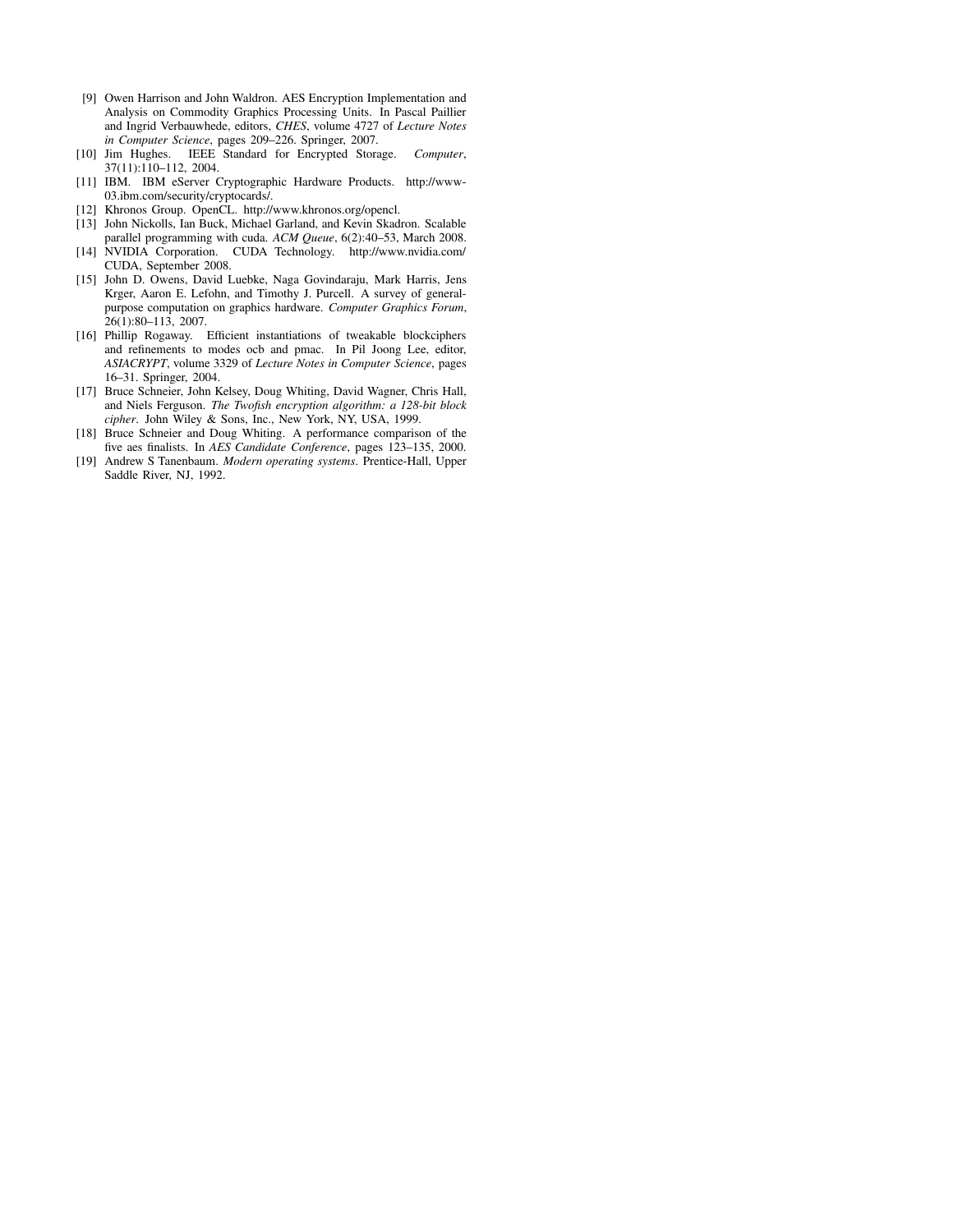[9] Owen Harrison and John Waldron. AES Encryption Implementation and Analysis on Commodity Graphics Processing Units. In Pascal Paillier and Ingrid Verbauwhede, editors, *CHES*, volume 4727 of *Lecture Notes in Computer Science*, pages 209–226. Springer, 2007.

[10] Jim Hughes. IEEE Standard for Encrypted Storage. *Computer*, 37(11):110–112, 2004.

[11] IBM. IBM eServer Cryptographic Hardware Products. http://www-03.ibm.com/security/cryptocards/.

[12] Khronos Group. OpenCL. http://www.khronos.org/opencl.

[13] John Nickolls, Ian Buck, Michael Garland, and Kevin Skadron. Scalable parallel programming with cuda. *ACM Queue*, 6(2):40–53, March 2008.

[14] NVIDIA Corporation. CUDA Technology. http://www.nvidia.com/CUDA, September 2008.

[15] John D. Owens, David Luebke, Naga Govindaraju, Mark Harris, Jens Krger, Aaron E. Lefohn, and Timothy J. Purcell. A survey of general-purpose computation on graphics hardware. *Computer Graphics Forum*, 26(1):80–113, 2007.

[16] Phillip Rogaway. Efficient instantiations of tweakable blockciphers and refinements to modes ocb and pmac. In Pil Joong Lee, editor, *ASIACRYPT*, volume 3329 of *Lecture Notes in Computer Science*, pages 16–31. Springer, 2004.

[17] Bruce Schneier, John Kelsey, Doug Whiting, David Wagner, Chris Hall, and Niels Ferguson. *The Twofish encryption algorithm: a 128-bit block cipher*. John Wiley & Sons, Inc., New York, NY, USA, 1999.

[18] Bruce Schneier and Doug Whiting. A performance comparison of the five aes finalists. In *AES Candidate Conference*, pages 123–135, 2000.

[19] Andrew S Tanenbaum. *Modern operating systems*. Prentice-Hall, Upper Saddle River, NJ, 1992.